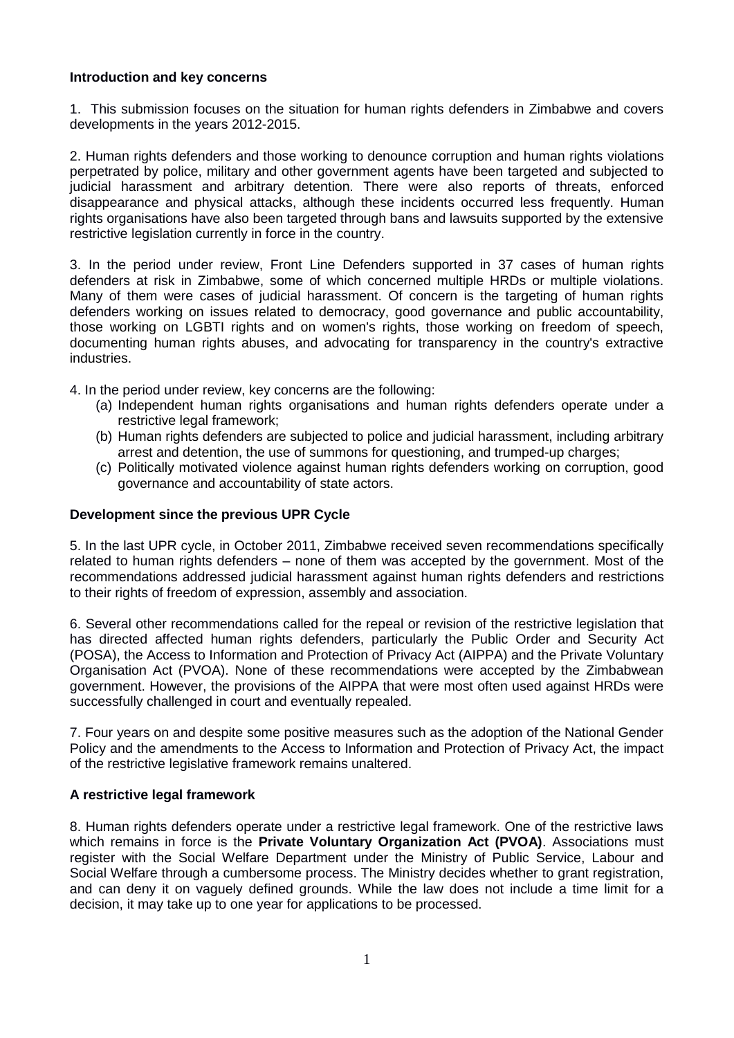**Introduction and key concerns**

1. This submission focuses on the situation for human rights defenders in Zimbabwe and covers developments in the years 2012-2015.

2. Human rights defenders and those working to denounce corruption and human rights violations perpetrated by police, military and other government agents have been targeted and subjected to judicial harassment and arbitrary detention. There were also reports of threats, enforced disappearance and physical attacks, although these incidents occurred less frequently. Human rights organisations have also been targeted through bans and lawsuits supported by the extensive restrictive legislation currently in force in the country.

3. In the period under review, Front Line Defenders supported in 37 cases of human rights defenders at risk in Zimbabwe, some of which concerned multiple HRDs or multiple violations. Many of them were cases of judicial harassment. Of concern is the targeting of human rights defenders working on issues related to democracy, good governance and public accountability, those working on LGBTI rights and on women's rights, those working on freedom of speech, documenting human rights abuses, and advocating for transparency in the country's extractive industries.

4. In the period under review, key concerns are the following:

(a) Independent human rights organisations and human rights defenders operate under a restrictive legal framework;
(b) Human rights defenders are subjected to police and judicial harassment, including arbitrary arrest and detention, the use of summons for questioning, and trumped-up charges;
(c) Politically motivated violence against human rights defenders working on corruption, good governance and accountability of state actors.

**Development since the previous UPR Cycle**

5. In the last UPR cycle, in October 2011, Zimbabwe received seven recommendations specifically related to human rights defenders – none of them was accepted by the government. Most of the recommendations addressed judicial harassment against human rights defenders and restrictions to their rights of freedom of expression, assembly and association.

6. Several other recommendations called for the repeal or revision of the restrictive legislation that has directed affected human rights defenders, particularly the Public Order and Security Act (POSA), the Access to Information and Protection of Privacy Act (AIPPA) and the Private Voluntary Organisation Act (PVOA). None of these recommendations were accepted by the Zimbabwean government. However, the provisions of the AIPPA that were most often used against HRDs were successfully challenged in court and eventually repealed.

7. Four years on and despite some positive measures such as the adoption of the National Gender Policy and the amendments to the Access to Information and Protection of Privacy Act, the impact of the restrictive legislative framework remains unaltered.

**A restrictive legal framework**

8. Human rights defenders operate under a restrictive legal framework. One of the restrictive laws which remains in force is the **Private Voluntary Organization Act (PVOA)**. Associations must register with the Social Welfare Department under the Ministry of Public Service, Labour and Social Welfare through a cumbersome process. The Ministry decides whether to grant registration, and can deny it on vaguely defined grounds. While the law does not include a time limit for a decision, it may take up to one year for applications to be processed.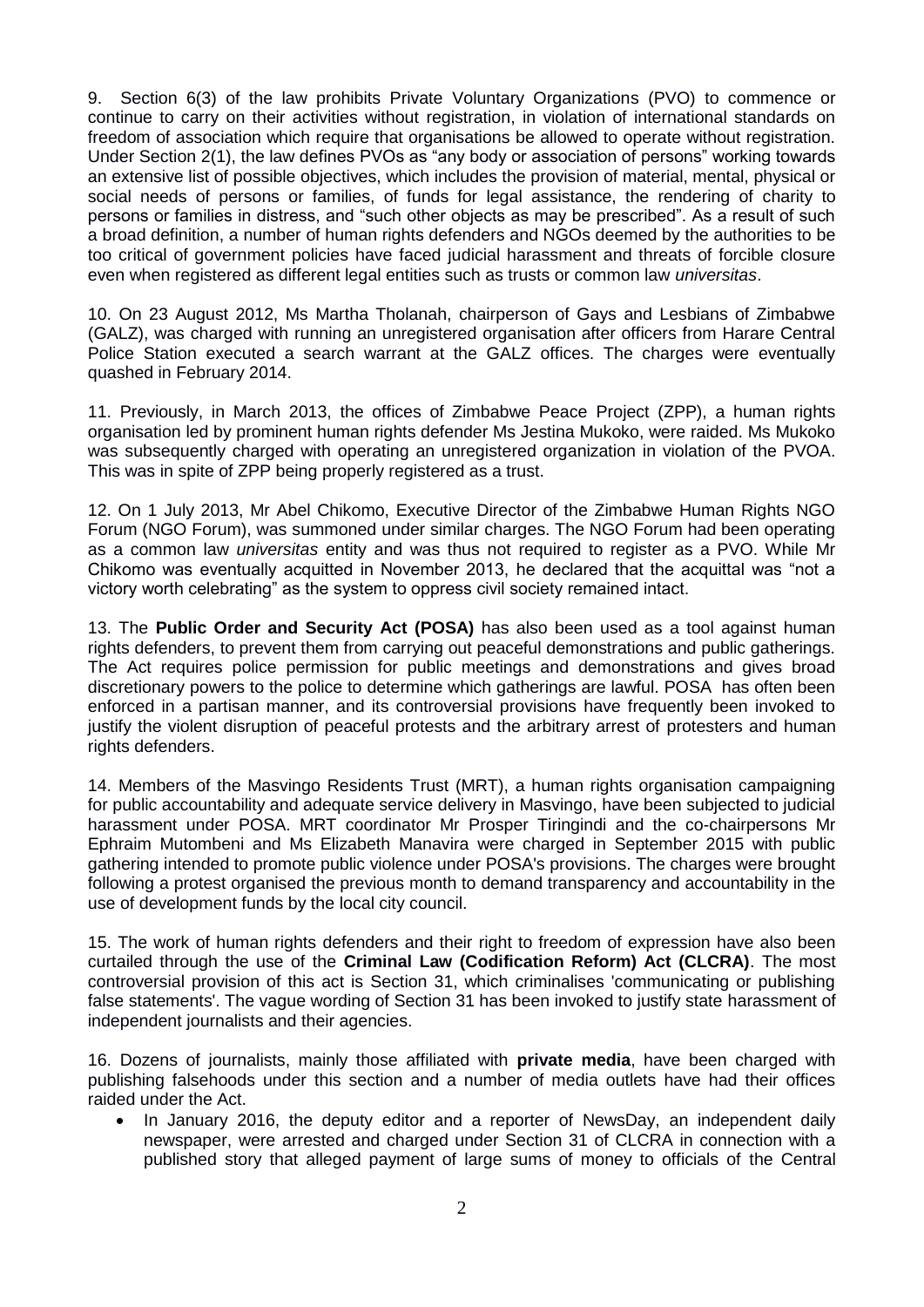9. Section 6(3) of the law prohibits Private Voluntary Organizations (PVO) to commence or continue to carry on their activities without registration, in violation of international standards on freedom of association which require that organisations be allowed to operate without registration. Under Section 2(1), the law defines PVOs as "any body or association of persons" working towards an extensive list of possible objectives, which includes the provision of material, mental, physical or social needs of persons or families, of funds for legal assistance, the rendering of charity to persons or families in distress, and "such other objects as may be prescribed". As a result of such a broad definition, a number of human rights defenders and NGOs deemed by the authorities to be too critical of government policies have faced judicial harassment and threats of forcible closure even when registered as different legal entities such as trusts or common law *universitas*.

10. On 23 August 2012, Ms Martha Tholanah, chairperson of Gays and Lesbians of Zimbabwe (GALZ), was charged with running an unregistered organisation after officers from Harare Central Police Station executed a search warrant at the GALZ offices. The charges were eventually quashed in February 2014.

11. Previously, in March 2013, the offices of Zimbabwe Peace Project (ZPP), a human rights organisation led by prominent human rights defender Ms Jestina Mukoko, were raided. Ms Mukoko was subsequently charged with operating an unregistered organization in violation of the PVOA. This was in spite of ZPP being properly registered as a trust.

12. On 1 July 2013, Mr Abel Chikomo, Executive Director of the Zimbabwe Human Rights NGO Forum (NGO Forum), was summoned under similar charges. The NGO Forum had been operating as a common law *universitas* entity and was thus not required to register as a PVO. While Mr Chikomo was eventually acquitted in November 2013, he declared that the acquittal was "not a victory worth celebrating" as the system to oppress civil society remained intact.

13. The **Public Order and Security Act (POSA)** has also been used as a tool against human rights defenders, to prevent them from carrying out peaceful demonstrations and public gatherings. The Act requires police permission for public meetings and demonstrations and gives broad discretionary powers to the police to determine which gatherings are lawful. POSA has often been enforced in a partisan manner, and its controversial provisions have frequently been invoked to justify the violent disruption of peaceful protests and the arbitrary arrest of protesters and human rights defenders.

14. Members of the Masvingo Residents Trust (MRT), a human rights organisation campaigning for public accountability and adequate service delivery in Masvingo, have been subjected to judicial harassment under POSA. MRT coordinator Mr Prosper Tiringindi and the co-chairpersons Mr Ephraim Mutombeni and Ms Elizabeth Manavira were charged in September 2015 with public gathering intended to promote public violence under POSA's provisions. The charges were brought following a protest organised the previous month to demand transparency and accountability in the use of development funds by the local city council.

15. The work of human rights defenders and their right to freedom of expression have also been curtailed through the use of the **Criminal Law (Codification Reform) Act (CLCRA)**. The most controversial provision of this act is Section 31, which criminalises 'communicating or publishing false statements'. The vague wording of Section 31 has been invoked to justify state harassment of independent journalists and their agencies.

16. Dozens of journalists, mainly those affiliated with **private media**, have been charged with publishing falsehoods under this section and a number of media outlets have had their offices raided under the Act.

- In January 2016, the deputy editor and a reporter of NewsDay, an independent daily newspaper, were arrested and charged under Section 31 of CLCRA in connection with a published story that alleged payment of large sums of money to officials of the Central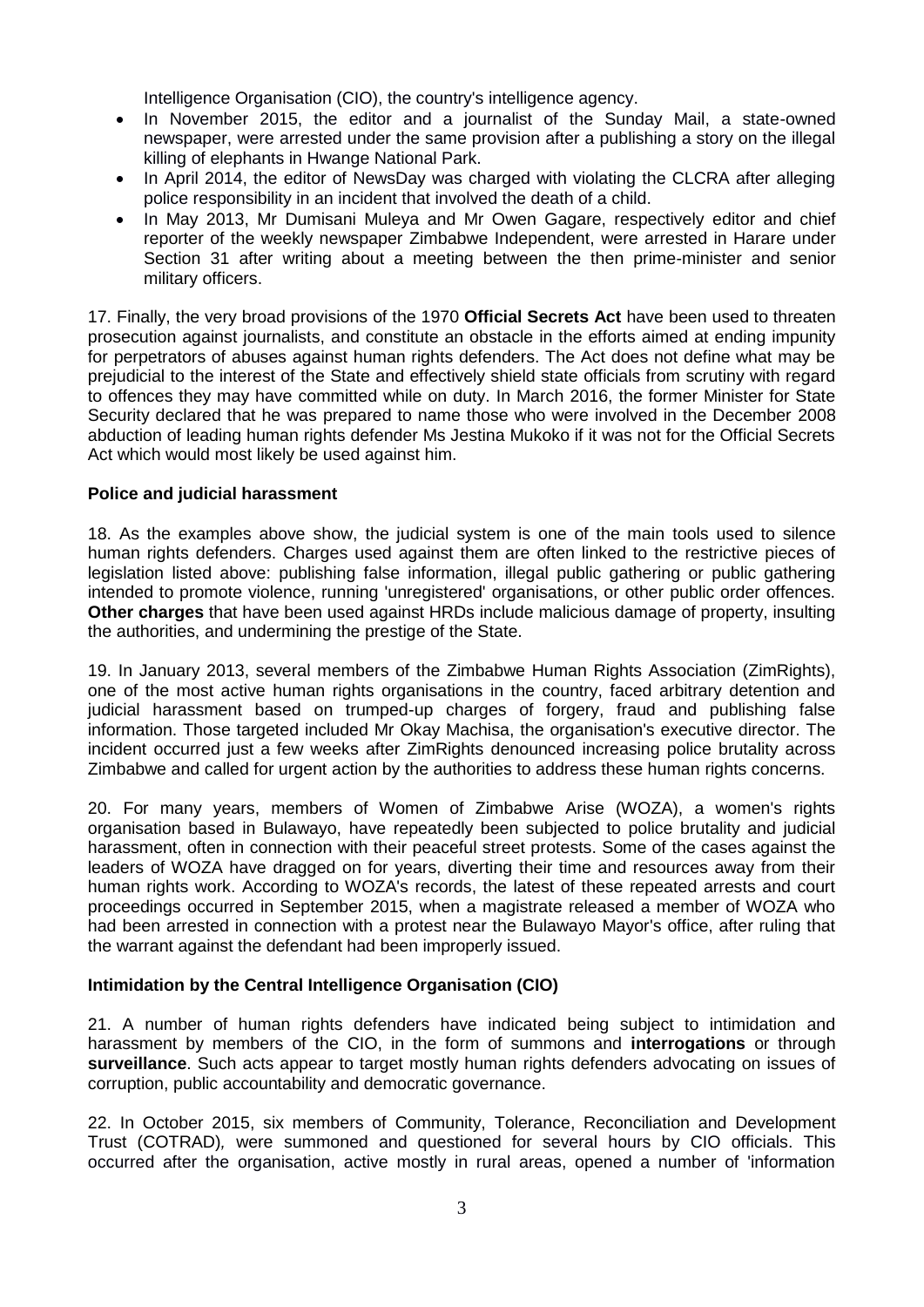Intelligence Organisation (CIO), the country's intelligence agency.

- In November 2015, the editor and a journalist of the Sunday Mail, a state-owned newspaper, were arrested under the same provision after a publishing a story on the illegal killing of elephants in Hwange National Park.
- In April 2014, the editor of NewsDay was charged with violating the CLCRA after alleging police responsibility in an incident that involved the death of a child.
- In May 2013, Mr Dumisani Muleya and Mr Owen Gagare, respectively editor and chief reporter of the weekly newspaper Zimbabwe Independent, were arrested in Harare under Section 31 after writing about a meeting between the then prime-minister and senior military officers.

17. Finally, the very broad provisions of the 1970 **Official Secrets Act** have been used to threaten prosecution against journalists, and constitute an obstacle in the efforts aimed at ending impunity for perpetrators of abuses against human rights defenders. The Act does not define what may be prejudicial to the interest of the State and effectively shield state officials from scrutiny with regard to offences they may have committed while on duty. In March 2016, the former Minister for State Security declared that he was prepared to name those who were involved in the December 2008 abduction of leading human rights defender Ms Jestina Mukoko if it was not for the Official Secrets Act which would most likely be used against him.

**Police and judicial harassment**

18. As the examples above show, the judicial system is one of the main tools used to silence human rights defenders. Charges used against them are often linked to the restrictive pieces of legislation listed above: publishing false information, illegal public gathering or public gathering intended to promote violence, running 'unregistered' organisations, or other public order offences. **Other charges** that have been used against HRDs include malicious damage of property, insulting the authorities, and undermining the prestige of the State.

19. In January 2013, several members of the Zimbabwe Human Rights Association (ZimRights), one of the most active human rights organisations in the country, faced arbitrary detention and judicial harassment based on trumped-up charges of forgery, fraud and publishing false information. Those targeted included Mr Okay Machisa, the organisation's executive director. The incident occurred just a few weeks after ZimRights denounced increasing police brutality across Zimbabwe and called for urgent action by the authorities to address these human rights concerns.

20. For many years, members of Women of Zimbabwe Arise (WOZA), a women's rights organisation based in Bulawayo, have repeatedly been subjected to police brutality and judicial harassment, often in connection with their peaceful street protests. Some of the cases against the leaders of WOZA have dragged on for years, diverting their time and resources away from their human rights work. According to WOZA's records, the latest of these repeated arrests and court proceedings occurred in September 2015, when a magistrate released a member of WOZA who had been arrested in connection with a protest near the Bulawayo Mayor's office, after ruling that the warrant against the defendant had been improperly issued.

**Intimidation by the Central Intelligence Organisation (CIO)**

21. A number of human rights defenders have indicated being subject to intimidation and harassment by members of the CIO, in the form of summons and **interrogations** or through **surveillance**. Such acts appear to target mostly human rights defenders advocating on issues of corruption, public accountability and democratic governance.

22. In October 2015, six members of Community, Tolerance, Reconciliation and Development Trust (COTRAD)*,* were summoned and questioned for several hours by CIO officials. This occurred after the organisation, active mostly in rural areas, opened a number of 'information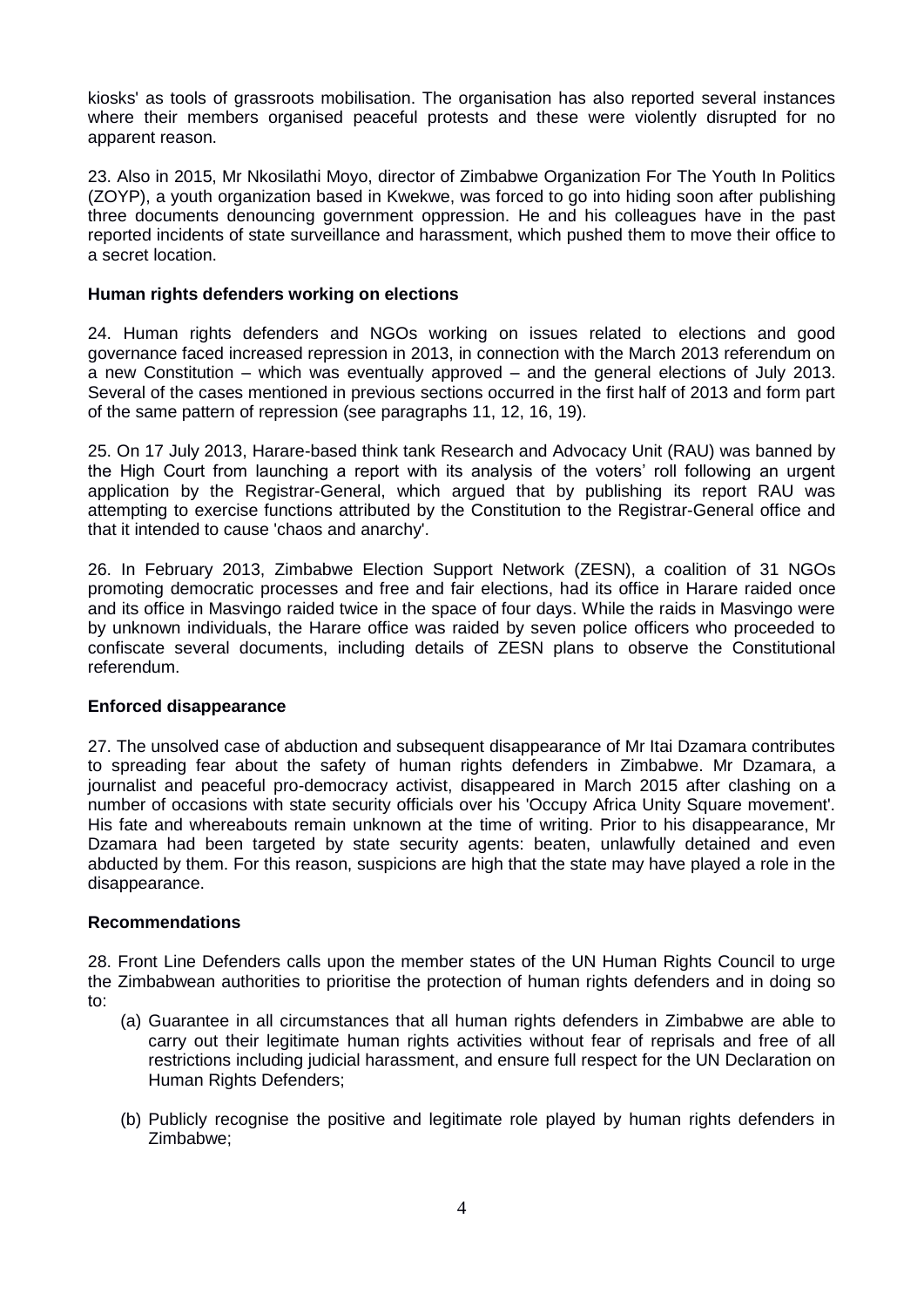kiosks' as tools of grassroots mobilisation. The organisation has also reported several instances where their members organised peaceful protests and these were violently disrupted for no apparent reason.

23. Also in 2015, Mr Nkosilathi Moyo, director of Zimbabwe Organization For The Youth In Politics (ZOYP), a youth organization based in Kwekwe, was forced to go into hiding soon after publishing three documents denouncing government oppression. He and his colleagues have in the past reported incidents of state surveillance and harassment, which pushed them to move their office to a secret location.

**Human rights defenders working on elections**

24. Human rights defenders and NGOs working on issues related to elections and good governance faced increased repression in 2013, in connection with the March 2013 referendum on a new Constitution – which was eventually approved – and the general elections of July 2013. Several of the cases mentioned in previous sections occurred in the first half of 2013 and form part of the same pattern of repression (see paragraphs 11, 12, 16, 19).

25. On 17 July 2013, Harare-based think tank Research and Advocacy Unit (RAU) was banned by the High Court from launching a report with its analysis of the voters' roll following an urgent application by the Registrar-General, which argued that by publishing its report RAU was attempting to exercise functions attributed by the Constitution to the Registrar-General office and that it intended to cause 'chaos and anarchy'.

26. In February 2013, Zimbabwe Election Support Network (ZESN), a coalition of 31 NGOs promoting democratic processes and free and fair elections, had its office in Harare raided once and its office in Masvingo raided twice in the space of four days. While the raids in Masvingo were by unknown individuals, the Harare office was raided by seven police officers who proceeded to confiscate several documents, including details of ZESN plans to observe the Constitutional referendum.

**Enforced disappearance**

27. The unsolved case of abduction and subsequent disappearance of Mr Itai Dzamara contributes to spreading fear about the safety of human rights defenders in Zimbabwe. Mr Dzamara, a journalist and peaceful pro-democracy activist, disappeared in March 2015 after clashing on a number of occasions with state security officials over his 'Occupy Africa Unity Square movement'. His fate and whereabouts remain unknown at the time of writing. Prior to his disappearance, Mr Dzamara had been targeted by state security agents: beaten, unlawfully detained and even abducted by them. For this reason, suspicions are high that the state may have played a role in the disappearance.

**Recommendations**

28. Front Line Defenders calls upon the member states of the UN Human Rights Council to urge the Zimbabwean authorities to prioritise the protection of human rights defenders and in doing so to:

(a) Guarantee in all circumstances that all human rights defenders in Zimbabwe are able to carry out their legitimate human rights activities without fear of reprisals and free of all restrictions including judicial harassment, and ensure full respect for the UN Declaration on Human Rights Defenders;

(b) Publicly recognise the positive and legitimate role played by human rights defenders in Zimbabwe;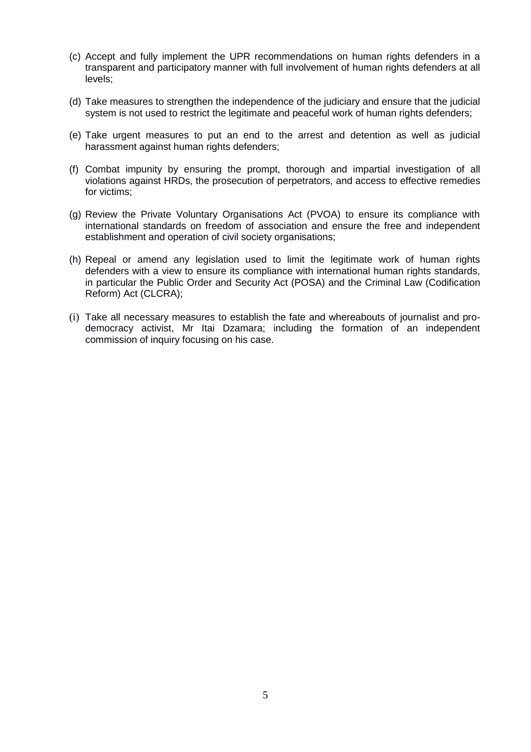(c) Accept and fully implement the UPR recommendations on human rights defenders in a transparent and participatory manner with full involvement of human rights defenders at all levels;

(d) Take measures to strengthen the independence of the judiciary and ensure that the judicial system is not used to restrict the legitimate and peaceful work of human rights defenders;

(e) Take urgent measures to put an end to the arrest and detention as well as judicial harassment against human rights defenders;

(f) Combat impunity by ensuring the prompt, thorough and impartial investigation of all violations against HRDs, the prosecution of perpetrators, and access to effective remedies for victims;

(g) Review the Private Voluntary Organisations Act (PVOA) to ensure its compliance with international standards on freedom of association and ensure the free and independent establishment and operation of civil society organisations;

(h) Repeal or amend any legislation used to limit the legitimate work of human rights defenders with a view to ensure its compliance with international human rights standards, in particular the Public Order and Security Act (POSA) and the Criminal Law (Codification Reform) Act (CLCRA);

(i) Take all necessary measures to establish the fate and whereabouts of journalist and pro-democracy activist, Mr Itai Dzamara; including the formation of an independent commission of inquiry focusing on his case.